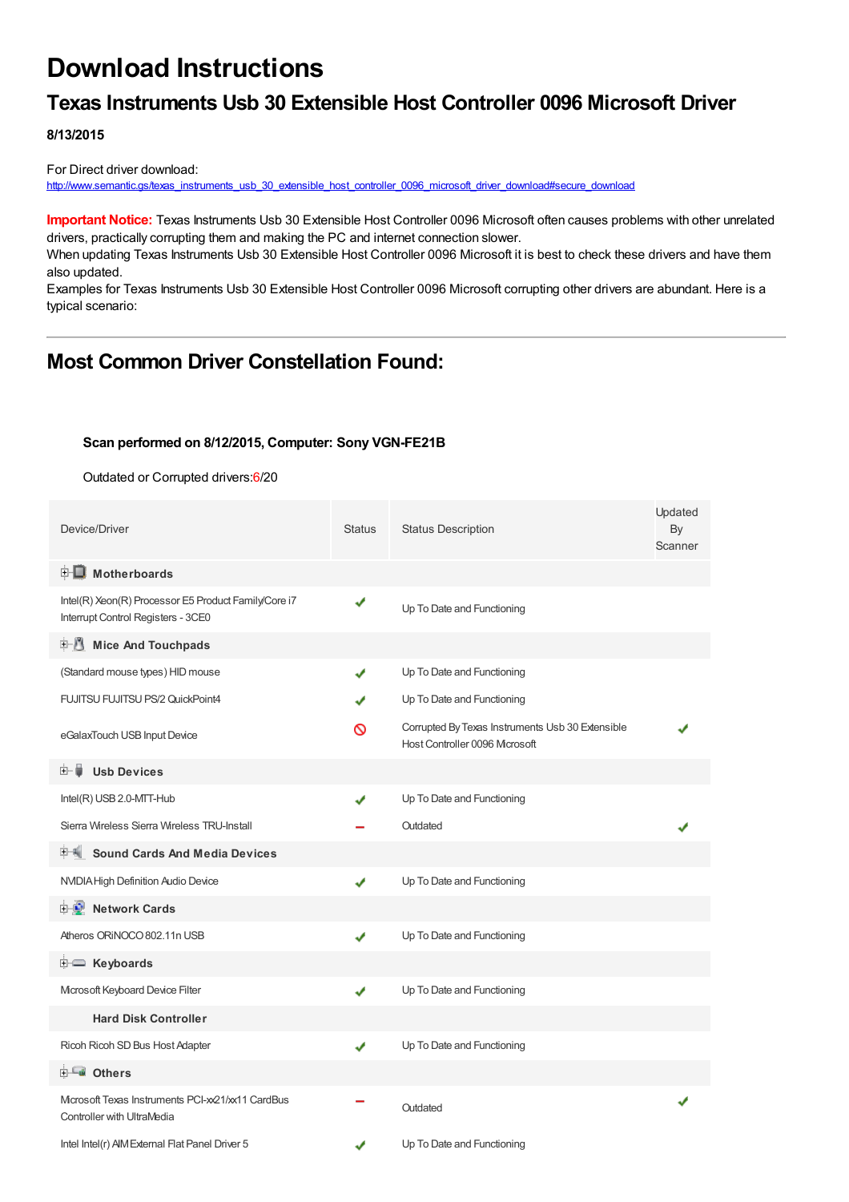# Download Instructions

## Texas Instruments Usb 30 Extensible Host Controller 0096 Microsoft Driver

**8/13/2015**

For Direct driver download:
http://www.semantic.gs/texas_instruments_usb_30_extensible_host_controller_0096_microsoft_driver_download#secure_download

**Important Notice:** Texas Instruments Usb 30 Extensible Host Controller 0096 Microsoft often causes problems with other unrelated drivers, practically corrupting them and making the PC and internet connection slower.
When updating Texas Instruments Usb 30 Extensible Host Controller 0096 Microsoft it is best to check these drivers and have them also updated.
Examples for Texas Instruments Usb 30 Extensible Host Controller 0096 Microsoft corrupting other drivers are abundant. Here is a typical scenario:

---

## Most Common Driver Constellation Found:

**Scan performed on 8/12/2015, Computer: Sony VGN-FE21B**

Outdated or Corrupted drivers:6/20

| Device/Driver | Status | Status Description | Updated By Scanner |
|---|---|---|---|
| **Motherboards** | | | |
| Intel(R) Xeon(R) Processor E5 Product Family/Core i7 Interrupt Control Registers - 3CE0 | ✔ | Up To Date and Functioning | |
| **Mice And Touchpads** | | | |
| (Standard mouse types) HID mouse | ✔ | Up To Date and Functioning | |
| FUJITSU FUJITSU PS/2 QuickPoint4 | ✔ | Up To Date and Functioning | |
| eGalaxTouch USB Input Device | ⊘ | Corrupted By Texas Instruments Usb 30 Extensible Host Controller 0096 Mcrosoft | ✔ |
| **Usb Devices** | | | |
| Intel(R) USB 2.0-MTT-Hub | ✔ | Up To Date and Functioning | |
| Sierra Wireless Sierra Wireless TRU-Install | – | Outdated | ✔ |
| **Sound Cards And Media Devices** | | | |
| NVIDIA High Definition Audio Device | ✔ | Up To Date and Functioning | |
| **Network Cards** | | | |
| Atheros ORiNOCO 802.11n USB | ✔ | Up To Date and Functioning | |
| **Keyboards** | | | |
| Microsoft Keyboard Device Filter | ✔ | Up To Date and Functioning | |
| **Hard Disk Controller** | | | |
| Ricoh Ricoh SD Bus Host Adapter | ✔ | Up To Date and Functioning | |
| **Others** | | | |
| Microsoft Texas Instruments PCI-xx21/xx11 CardBus Controller with UltraMedia | – | Outdated | ✔ |
| Intel Intel(r) AIM External Flat Panel Driver 5 | ✔ | Up To Date and Functioning | |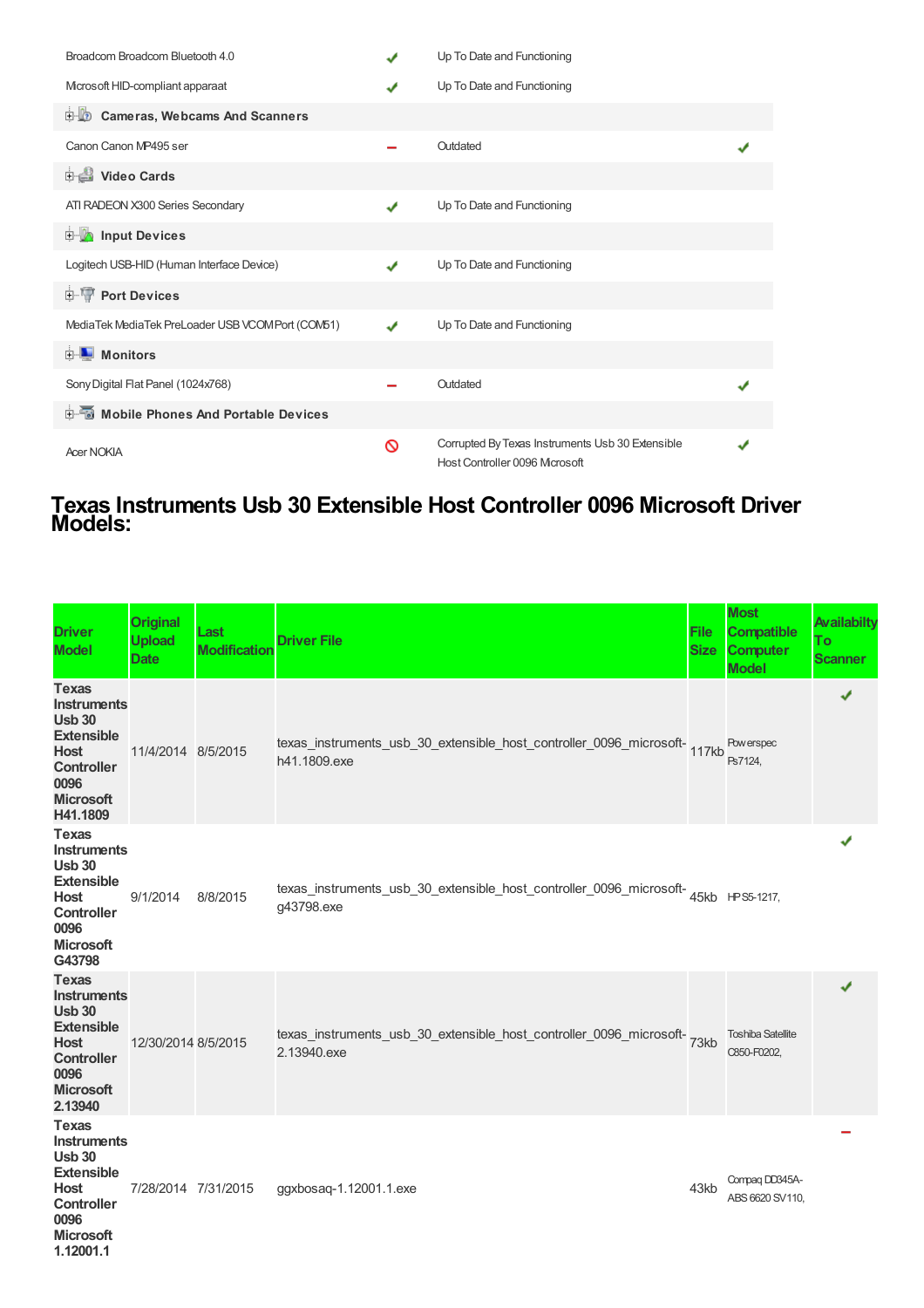| | | | |
|---|---|---|---|
| Broadcom Broadcom Bluetooth 4.0 | ✔ | Up To Date and Functioning | |
| Microsoft HID-compliant apparaat | ✔ | Up To Date and Functioning | |
| **Cameras, Webcams And Scanners** | | | |
| Canon Canon MP495 ser | – | Outdated | ✔ |
| **Video Cards** | | | |
| ATI RADEON X300 Series Secondary | ✔ | Up To Date and Functioning | |
| **Input Devices** | | | |
| Logitech USB-HID (Human Interface Device) | ✔ | Up To Date and Functioning | |
| **Port Devices** | | | |
| MediaTek MediaTek PreLoader USB VCOM Port (COM51) | ✔ | Up To Date and Functioning | |
| **Monitors** | | | |
| Sony Digital Flat Panel (1024x768) | – | Outdated | ✔ |
| **Mobile Phones And Portable Devices** | | | |
| Acer NOKIA | 🚫 | Corrupted By Texas Instruments Usb 30 Extensible Host Controller 0096 Microsoft | ✔ |

# Texas Instruments Usb 30 Extensible Host Controller 0096 Microsoft Driver Models:

| Driver Model | Original Upload Date | Last Modification | Driver File | File Size | Most Compatible Computer Model | Availabilty To Scanner |
|---|---|---|---|---|---|---|
| Texas Instruments Usb 30 Extensible Host Controller 0096 Microsoft H41.1809 | 11/4/2014 | 8/5/2015 | texas_instruments_usb_30_extensible_host_controller_0096_microsoft-h41.1809.exe | 117kb | Powerspec Ps7124, | ✔ |
| Texas Instruments Usb 30 Extensible Host Controller 0096 Microsoft G43798 | 9/1/2014 | 8/8/2015 | texas_instruments_usb_30_extensible_host_controller_0096_microsoft-g43798.exe | 45kb | HP S5-1217, | ✔ |
| Texas Instruments Usb 30 Extensible Host Controller 0096 Microsoft 2.13940 | 12/30/2014 | 8/5/2015 | texas_instruments_usb_30_extensible_host_controller_0096_microsoft-2.13940.exe | 73kb | Toshiba Satellite C850-F0202, | ✔ |
| Texas Instruments Usb 30 Extensible Host Controller 0096 Microsoft 1.12001.1 | 7/28/2014 | 7/31/2015 | ggxbosaq-1.12001.1.exe | 43kb | Compaq DD345A-ABS 6620 SV110, | – |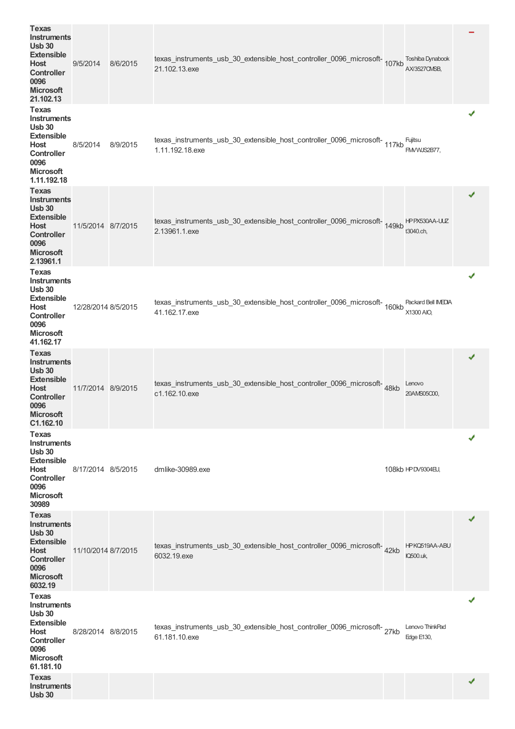| | | | | | | |
|---|---|---|---|---|---|---|
| **Texas Instruments Usb 30 Extensible Host Controller 0096 Microsoft 21.102.13** | 9/5/2014 | 8/6/2015 | texas_instruments_usb_30_extensible_host_controller_0096_microsoft-21.102.13.exe | 107kb | Toshiba Dynabook AX/3527CMSB, | – |
| **Texas Instruments Usb 30 Extensible Host Controller 0096 Microsoft 1.11.192.18** | 8/5/2014 | 8/9/2015 | texas_instruments_usb_30_extensible_host_controller_0096_microsoft-1.11.192.18.exe | 117kb | Fujitsu FMVWJS2B77, | ✔ |
| **Texas Instruments Usb 30 Extensible Host Controller 0096 Microsoft 2.13961.1** | 11/5/2014 | 8/7/2015 | texas_instruments_usb_30_extensible_host_controller_0096_microsoft-2.13961.1.exe | 149kb | HP PX530AA-UUZ t3040.ch, | ✔ |
| **Texas Instruments Usb 30 Extensible Host Controller 0096 Microsoft 41.162.17** | 12/28/2014 | 8/5/2015 | texas_instruments_usb_30_extensible_host_controller_0096_microsoft-41.162.17.exe | 160kb | Packard Bell IMEDIA X1300 AIO, | ✔ |
| **Texas Instruments Usb 30 Extensible Host Controller 0096 Microsoft C1.162.10** | 11/7/2014 | 8/9/2015 | texas_instruments_usb_30_extensible_host_controller_0096_microsoft-c1.162.10.exe | 48kb | Lenovo 20AMS05C00, | ✔ |
| **Texas Instruments Usb 30 Extensible Host Controller 0096 Microsoft 30989** | 8/17/2014 | 8/5/2015 | dmlike-30989.exe | 108kb | HP DV9304EU, | ✔ |
| **Texas Instruments Usb 30 Extensible Host Controller 0096 Microsoft 6032.19** | 11/10/2014 | 8/7/2015 | texas_instruments_usb_30_extensible_host_controller_0096_microsoft-6032.19.exe | 42kb | HP KQ519AA-ABU IQ500.uk, | ✔ |
| **Texas Instruments Usb 30 Extensible Host Controller 0096 Microsoft 61.181.10** | 8/28/2014 | 8/8/2015 | texas_instruments_usb_30_extensible_host_controller_0096_microsoft-61.181.10.exe | 27kb | Lenovo ThinkPad Edge E130, | ✔ |
| **Texas Instruments Usb 30** | | | | | | ✔ |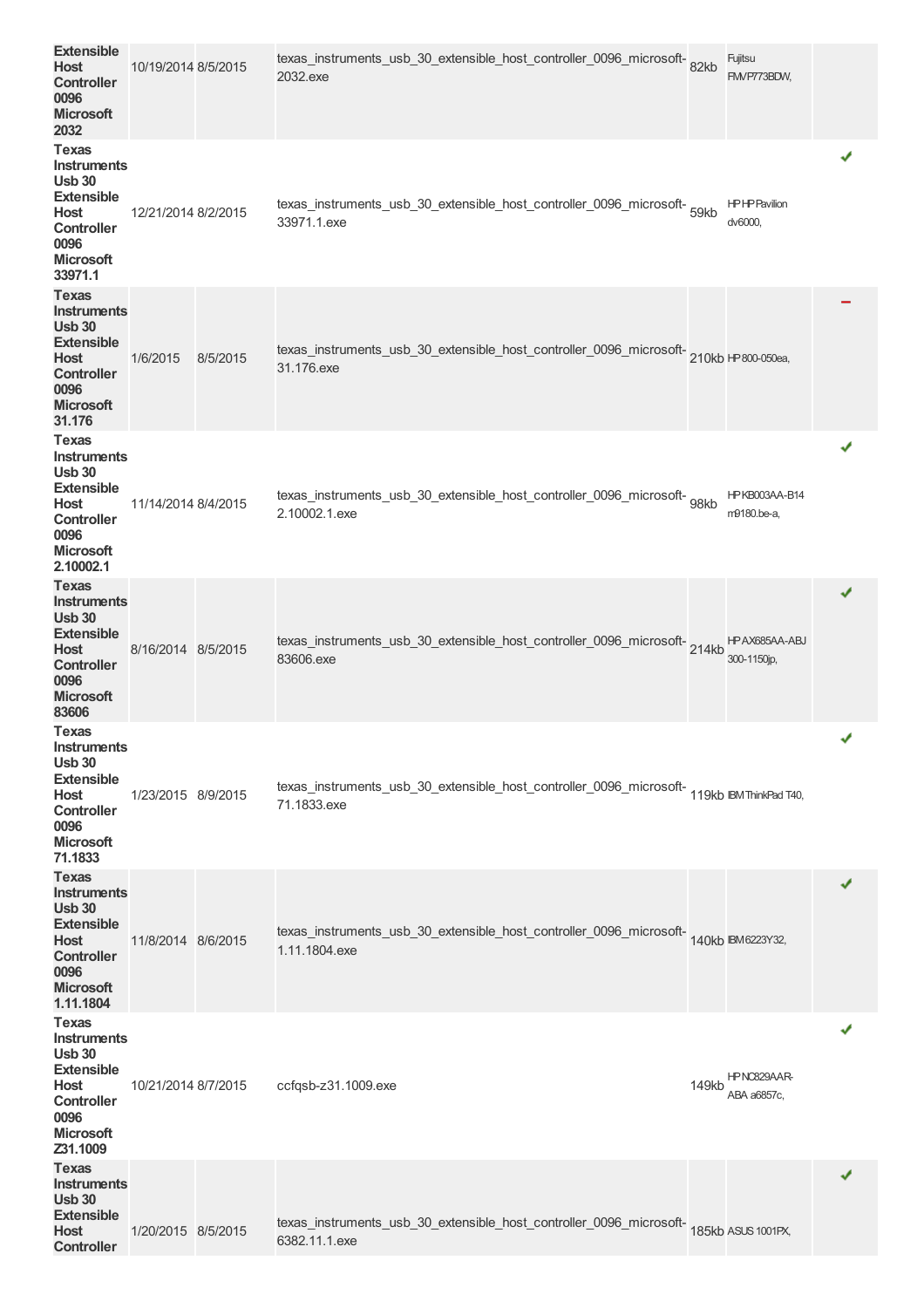| | | | | | | |
|---|---|---|---|---|---|---|
| **Extensible Host Controller 0096 Microsoft 2032** | 10/19/2014 | 8/5/2015 | texas_instruments_usb_30_extensible_host_controller_0096_microsoft-2032.exe | 82kb | Fujitsu FMVP773BDW, | |
| **Texas Instruments Usb 30 Extensible Host Controller 0096 Microsoft 33971.1** | 12/21/2014 | 8/2/2015 | texas_instruments_usb_30_extensible_host_controller_0096_microsoft-33971.1.exe | 59kb | HP HP Pavilion dv6000, | ✔ |
| **Texas Instruments Usb 30 Extensible Host Controller 0096 Microsoft 31.176** | 1/6/2015 | 8/5/2015 | texas_instruments_usb_30_extensible_host_controller_0096_microsoft-31.176.exe | 210kb | HP 800-050ea, | – |
| **Texas Instruments Usb 30 Extensible Host Controller 0096 Microsoft 2.10002.1** | 11/14/2014 | 8/4/2015 | texas_instruments_usb_30_extensible_host_controller_0096_microsoft-2.10002.1.exe | 98kb | HP KB003AA-B14 m9180.be-a, | ✔ |
| **Texas Instruments Usb 30 Extensible Host Controller 0096 Microsoft 83606** | 8/16/2014 | 8/5/2015 | texas_instruments_usb_30_extensible_host_controller_0096_microsoft-83606.exe | 214kb | HP AX685AA-ABJ 300-1150jp, | ✔ |
| **Texas Instruments Usb 30 Extensible Host Controller 0096 Microsoft 71.1833** | 1/23/2015 | 8/9/2015 | texas_instruments_usb_30_extensible_host_controller_0096_microsoft-71.1833.exe | 119kb | IBM ThinkPad T40, | ✔ |
| **Texas Instruments Usb 30 Extensible Host Controller 0096 Microsoft 1.11.1804** | 11/8/2014 | 8/6/2015 | texas_instruments_usb_30_extensible_host_controller_0096_microsoft-1.11.1804.exe | 140kb | IBM 6223Y32, | ✔ |
| **Texas Instruments Usb 30 Extensible Host Controller 0096 Microsoft Z31.1009** | 10/21/2014 | 8/7/2015 | ccfqsb-z31.1009.exe | 149kb | HP NC829AAR-ABA a6857c, | ✔ |
| **Texas Instruments Usb 30 Extensible Host Controller** | 1/20/2015 | 8/5/2015 | texas_instruments_usb_30_extensible_host_controller_0096_microsoft-6382.11.1.exe | 185kb | ASUS 1001PX, | ✔ |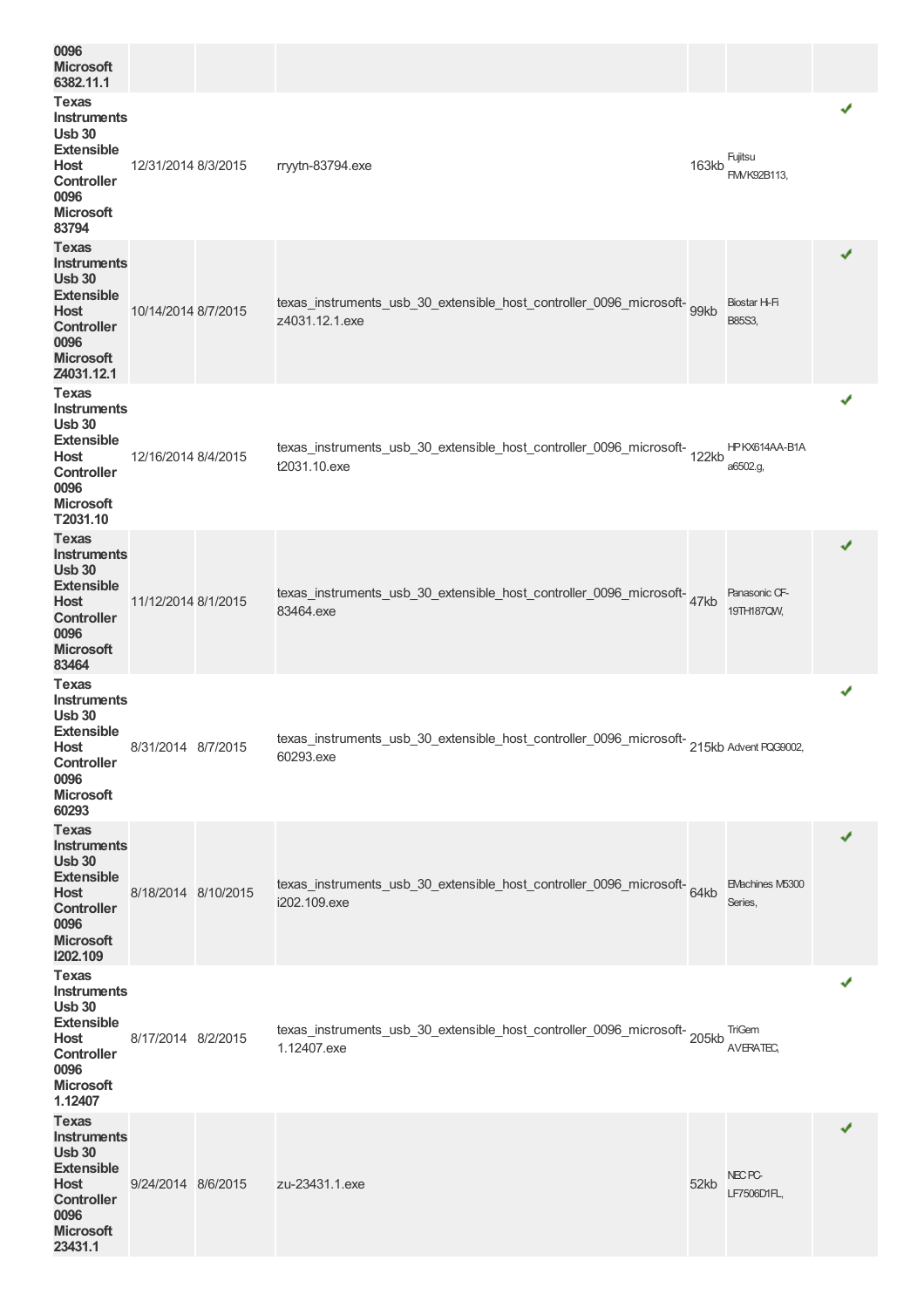| | | | | | | |
|---|---|---|---|---|---|---|
| **0096 Microsoft 6382.11.1** | | | | | | |
| **Texas Instruments Usb 30 Extensible Host Controller 0096 Microsoft 83794** | 12/31/2014 | 8/3/2015 | rryytn-83794.exe | 163kb | Fujitsu FMVK92B113, | ✔ |
| **Texas Instruments Usb 30 Extensible Host Controller 0096 Microsoft Z4031.12.1** | 10/14/2014 | 8/7/2015 | texas_instruments_usb_30_extensible_host_controller_0096_microsoft-z4031.12.1.exe | 99kb | Biostar Hi-Fi B85S3, | ✔ |
| **Texas Instruments Usb 30 Extensible Host Controller 0096 Microsoft T2031.10** | 12/16/2014 | 8/4/2015 | texas_instruments_usb_30_extensible_host_controller_0096_microsoft-t2031.10.exe | 122kb | HP KX614AA-B1A a6502.g, | ✔ |
| **Texas Instruments Usb 30 Extensible Host Controller 0096 Microsoft 83464** | 11/12/2014 | 8/1/2015 | texas_instruments_usb_30_extensible_host_controller_0096_microsoft-83464.exe | 47kb | Panasonic CF-19TH187QW, | ✔ |
| **Texas Instruments Usb 30 Extensible Host Controller 0096 Microsoft 60293** | 8/31/2014 | 8/7/2015 | texas_instruments_usb_30_extensible_host_controller_0096_microsoft-60293.exe | 215kb | Advent PQG9002, | ✔ |
| **Texas Instruments Usb 30 Extensible Host Controller 0096 Microsoft I202.109** | 8/18/2014 | 8/10/2015 | texas_instruments_usb_30_extensible_host_controller_0096_microsoft-i202.109.exe | 64kb | EMachines M5300 Series, | ✔ |
| **Texas Instruments Usb 30 Extensible Host Controller 0096 Microsoft 1.12407** | 8/17/2014 | 8/2/2015 | texas_instruments_usb_30_extensible_host_controller_0096_microsoft-1.12407.exe | 205kb | TriGem AVERATEC, | ✔ |
| **Texas Instruments Usb 30 Extensible Host Controller 0096 Microsoft 23431.1** | 9/24/2014 | 8/6/2015 | zu-23431.1.exe | 52kb | NEC PC-LF7506D1FL, | ✔ |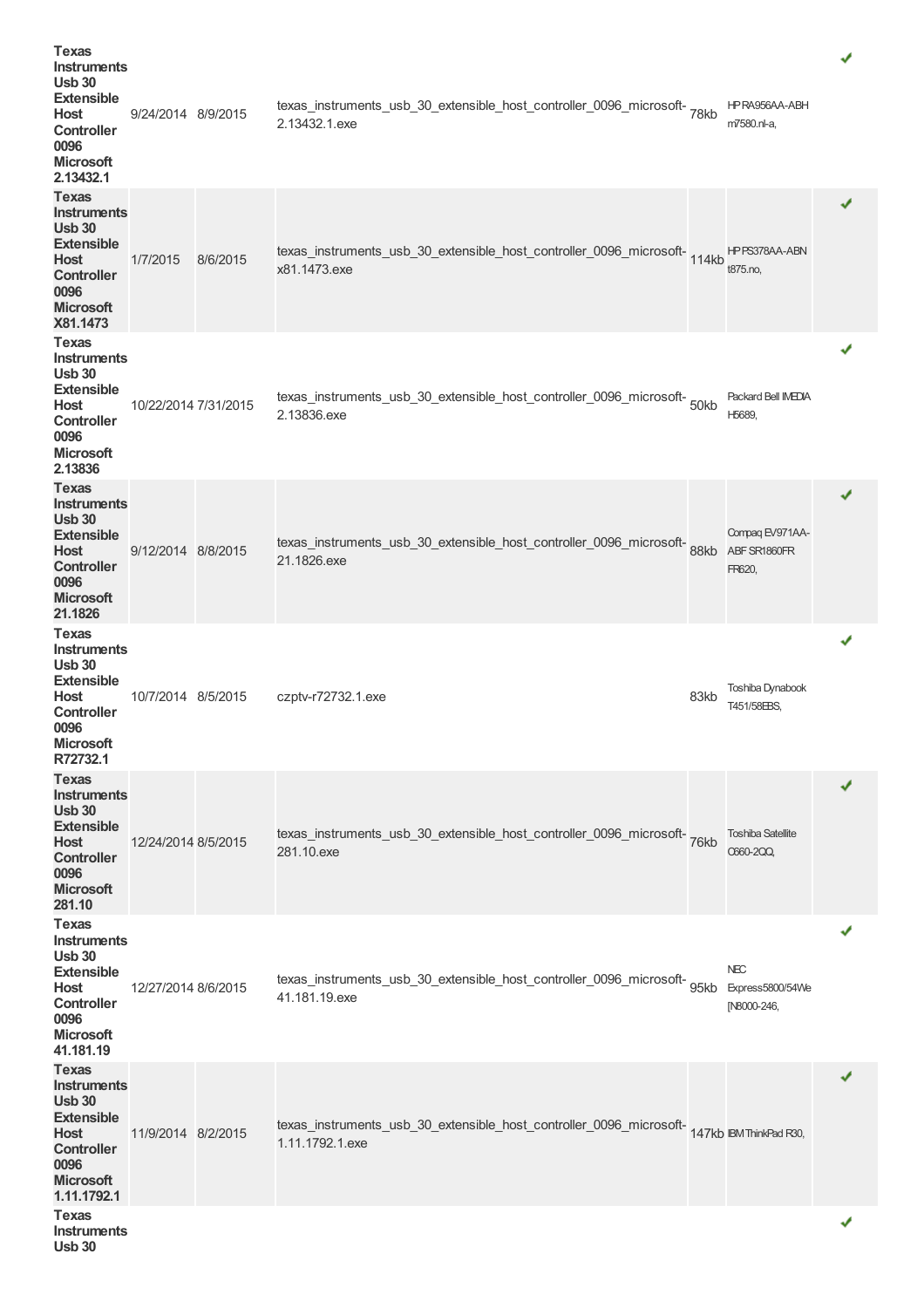| | | | | | | |
|---|---|---|---|---|---|---|
| **Texas Instruments Usb 30 Extensible Host Controller 0096 Microsoft 2.13432.1** | 9/24/2014 | 8/9/2015 | texas_instruments_usb_30_extensible_host_controller_0096_microsoft-2.13432.1.exe | 78kb | HP RA956AA-ABH m7580.nl-a, | ✔ |
| **Texas Instruments Usb 30 Extensible Host Controller 0096 Microsoft X81.1473** | 1/7/2015 | 8/6/2015 | texas_instruments_usb_30_extensible_host_controller_0096_microsoft-x81.1473.exe | 114kb | HP PS378AA-ABN t875.no, | ✔ |
| **Texas Instruments Usb 30 Extensible Host Controller 0096 Microsoft 2.13836** | 10/22/2014 | 7/31/2015 | texas_instruments_usb_30_extensible_host_controller_0096_microsoft-2.13836.exe | 50kb | Packard Bell IMEDIA H5689, | ✔ |
| **Texas Instruments Usb 30 Extensible Host Controller 0096 Microsoft 21.1826** | 9/12/2014 | 8/8/2015 | texas_instruments_usb_30_extensible_host_controller_0096_microsoft-21.1826.exe | 88kb | Compaq EV971AA-ABF SR1860FR FR620, | ✔ |
| **Texas Instruments Usb 30 Extensible Host Controller 0096 Microsoft R72732.1** | 10/7/2014 | 8/5/2015 | czptv-r72732.1.exe | 83kb | Toshiba Dynabook T451/58EBS, | ✔ |
| **Texas Instruments Usb 30 Extensible Host Controller 0096 Microsoft 281.10** | 12/24/2014 | 8/5/2015 | texas_instruments_usb_30_extensible_host_controller_0096_microsoft-281.10.exe | 76kb | Toshiba Satellite C660-2QQ, | ✔ |
| **Texas Instruments Usb 30 Extensible Host Controller 0096 Microsoft 41.181.19** | 12/27/2014 | 8/6/2015 | texas_instruments_usb_30_extensible_host_controller_0096_microsoft-41.181.19.exe | 95kb | NEC Express5800/54We [N8000-246, | ✔ |
| **Texas Instruments Usb 30 Extensible Host Controller 0096 Microsoft 1.11.1792.1** | 11/9/2014 | 8/2/2015 | texas_instruments_usb_30_extensible_host_controller_0096_microsoft-1.11.1792.1.exe | 147kb | IBM ThinkPad R30, | ✔ |
| **Texas Instruments Usb 30** | | | | | | ✔ |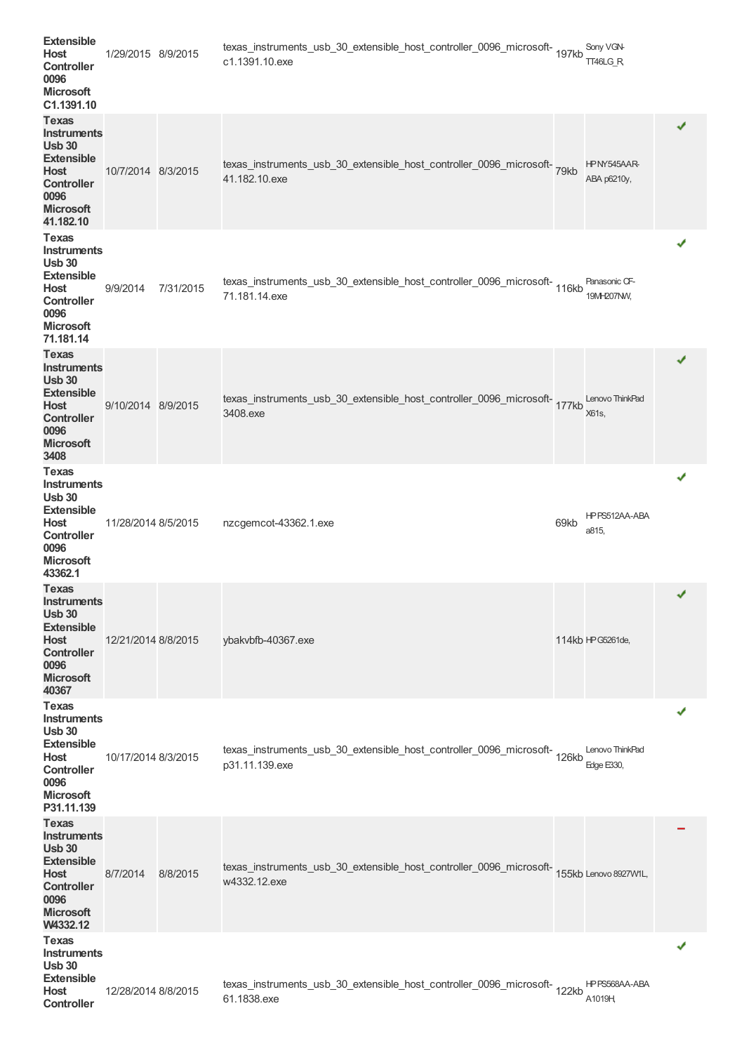| | | | | | | |
|---|---|---|---|---|---|---|
| **Extensible Host Controller 0096 Microsoft C1.1391.10** | 1/29/2015 | 8/9/2015 | texas_instruments_usb_30_extensible_host_controller_0096_microsoft-c1.1391.10.exe | 197kb | Sony VGN-TT46LG_R, | |
| **Texas Instruments Usb 30 Extensible Host Controller 0096 Microsoft 41.182.10** | 10/7/2014 | 8/3/2015 | texas_instruments_usb_30_extensible_host_controller_0096_microsoft-41.182.10.exe | 79kb | HP NY545AAR-ABA p6210y, | ✔ |
| **Texas Instruments Usb 30 Extensible Host Controller 0096 Microsoft 71.181.14** | 9/9/2014 | 7/31/2015 | texas_instruments_usb_30_extensible_host_controller_0096_microsoft-71.181.14.exe | 116kb | Panasonic CF-19MH207NW, | ✔ |
| **Texas Instruments Usb 30 Extensible Host Controller 0096 Microsoft 3408** | 9/10/2014 | 8/9/2015 | texas_instruments_usb_30_extensible_host_controller_0096_microsoft-3408.exe | 177kb | Lenovo ThinkPad X61s, | ✔ |
| **Texas Instruments Usb 30 Extensible Host Controller 0096 Microsoft 43362.1** | 11/28/2014 | 8/5/2015 | nzcgemcot-43362.1.exe | 69kb | HP PS512AA-ABA a815, | ✔ |
| **Texas Instruments Usb 30 Extensible Host Controller 0096 Microsoft 40367** | 12/21/2014 | 8/8/2015 | ybakvbfb-40367.exe | 114kb | HP G5261de, | ✔ |
| **Texas Instruments Usb 30 Extensible Host Controller 0096 Microsoft P31.11.139** | 10/17/2014 | 8/3/2015 | texas_instruments_usb_30_extensible_host_controller_0096_microsoft-p31.11.139.exe | 126kb | Lenovo ThinkPad Edge E330, | ✔ |
| **Texas Instruments Usb 30 Extensible Host Controller 0096 Microsoft W4332.12** | 8/7/2014 | 8/8/2015 | texas_instruments_usb_30_extensible_host_controller_0096_microsoft-w4332.12.exe | 155kb | Lenovo 8927W1L, | − |
| **Texas Instruments Usb 30 Extensible Host Controller** | 12/28/2014 | 8/8/2015 | texas_instruments_usb_30_extensible_host_controller_0096_microsoft-61.1838.exe | 122kb | HP PS568AA-ABA A1019H, | ✔ |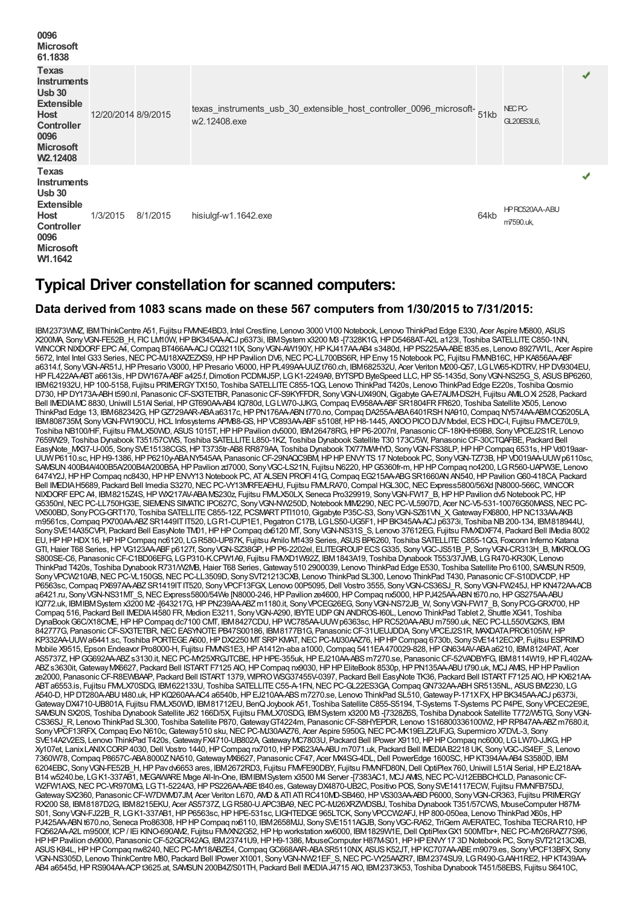| | | | | | | |
|---|---|---|---|---|---|---|
| **0096 Microsoft 61.1838** | | | | | | |
| **Texas Instruments Usb 30 Extensible Host Controller 0096 Microsoft W2.12408** | 12/20/2014 | 8/9/2015 | texas_instruments_usb_30_extensible_host_controller_0096_microsoft-w2.12408.exe | 51kb | NEC PC-GL20ES3L6, | ✔ |
| **Texas Instruments Usb 30 Extensible Host Controller 0096 Microsoft W1.1642** | 1/3/2015 | 8/1/2015 | hisiulgf-w1.1642.exe | 64kb | HP RC520AA-ABU m7590.uk, | ✔ |

## Typical Driver constellation for scanned computers:

### Data derived from 1083 scans made on these 567 computers from 1/30/2015 to 7/31/2015:

IBM 2373WMZ, IBM ThinkCentre A51, Fujitsu FMVNE4BD3, Intel Crestline, Lenovo 3000 V100 Notebook, Lenovo ThinkPad Edge E330, Acer Aspire M5800, ASUS X200MA, Sony VGN-FE52B_H, FIC LM10W, HP BK345AA-ACJ p6373i, IBM System x3200 M3 -[7328K1G, HP D5468AT-A2L a123l, Toshiba SATELLITE C850-1NN, WINCOR NIXDORF EPC A4, Compaq BT466AA-ACJ CQ3211IX, Sony VGN-AW190Y, HP KJ417AA-AB4 s3480d, HP PS225AA-ABE t835.es, Lenovo 8927W1L, Acer Aspire 5672, Intel Intel G33 Series, NEC PC-MJ18XAZEZXS9, HP HP Pavilion DV6, NEC PC-LL700BS6R, HP Envy 15 Notebook PC, Fujitsu FMVNB16C, HP KA856AA-ABF a6314.f, Sony VGN-AR51J, HP Presario V3000, HP Presario V6000, HP PL499AA-UUZ t760.ch, IBM 682532U, Acer Veriton M200-Q57, LG LW65-KDTRV, HP DV9304EU, HP FL422AA-ABT a6613is, HP DW167A-ABF a425.f, Dimotion PCDM4J5P, LG K1-2249A9, BYTSPD ByteSpeed LLC, HP S5-1435d, Sony VGN-NS25G_S, ASUS BP6260, IBM 621932U, HP 100-5158, Fujitsu PRIMERGY TX150, Toshiba SATELLITE C855-1QG, Lenovo ThinkPad T420s, Lenovo ThinkPad Edge E220s, Toshiba Qosmio D730, HP DY173A-ABH t590.nl, Panasonic CF-SX3TETBR, Panasonic CF-S9KYFFDR, Sony VGN-UX490N, Gigabyte GA-E7AUM-DS2H, Fujitsu AMILO Xi 2528, Packard Bell IMEDIA MC 8830, Uniwill L51AI Serial, HP GT690AA-AB4 IQ780d, LG LW70-JJKG, Compaq EV958AA-ABF SR1804FR FR620, Toshiba Satellite X505, Lenovo ThinkPad Edge 13, IBM 682342G, HP GZ729AAR-ABA a6317c, HP PN176AA-ABN t770.no, Compaq DA255A-ABA 6401RSH NA910, Compaq NY574AA-ABM CQ5205LA, IBM 808735M, Sony VGN-FW190CU, HCL Infosystems APM88-GS, HP VC893AA-ABF s5108f, HP H8-1445, AXIOO PICO DJV Model, ECS HDC-I, Fujitsu FMVCE70L9, Toshiba NB100/HF, Fujitsu FMVLX50WD, ASUS 1015T, HP HP Pavilion dv5000, IBM 26478RG, HP P6-2007nl, Panasonic CF-18KHH59B8, Sony VPCEJ2S1R, Lenovo 7659W29, Toshiba Dynabook T351/57CWS, Toshiba SATELLITE L850-1KZ, Toshiba Dynabook Satellite T30 173C/5W, Panasonic CF-30CTQAFBE, Packard Bell EasyNote_MX37-U-005, Sony SVE15138CGS, HP T3735tr-AB8 RR879AA, Toshiba Dynabook TX/77MWHYD, Sony VGN-FS38LP, HP HP Compaq 6531s, HP Vd019aar-UUW P6110.sc, HP H9-1386, HP P6210y-ABA NY545AA, Panasonic CF-29NAQC9BM, HP HP ENVY TS 17 Notebook PC, Sony VGN-TZ73B, HP VD019AA-UUW p6110sc, SAMSUN 400B4A/400B5A/200B4A/200B5A, HP Pavilion zd7000, Sony VGC-LS21N, Fujitsu N6220, HP G5360fr-m, HP HP Compaq nc4200, LG R560-UAPW3E, Lenovo 6474Y2J, HP HP Compaq nc8430, HP HP ENVY13 Notebook PC, AT ALSEN PROFI 41G, Compaq EG215AA-ABG SR1660AN AN540, HP Pavilion G60-418CA, Packard Bell IMEDIA H5689, Packard Bell Imedia S3270, NEC PC-VY13MRFEAEHU, Fujitsu FMVLRA70, Compal HGL30C, NEC Express5800/56Xd [N8000-566C, WINCOR NIXDORF EPC A4, IBM 8215Z4S, HP WX217AV-ABA MS230z, Fujitsu FMVLX50LX, Seneca Pro329919, Sony VGN-FW17_B, HP HP Pavilion dv5 Notebook PC, HP G5350nl, NEC PC-LL750HG3E, SIEMENS SIMATIC IPC627C, Sony VGN-NW250D, Notebook MIM2290, NEC PC-VL5907D, Acer NC-V5-531-10076G50MASS, NEC PC-VX500BD, Sony PCG-GRT170, Toshiba SATELLITE C855-12Z, PCSMART PTI1010, Gigabyte P35C-S3, Sony VGN-SZ61VN_X, Gateway FX6800, HP NC133AA-AKB m9561cs, Compaq PX700AA-ABZ SR1449IT IT520, LG R1-CUP1E1, Pegatron C17B, LG LS50-UG5F1, HP BK345AA-ACJ p6373i, Toshiba NB 200-134, IBM 818944U, Sony SVE14A35CVPI, Packard Bell EasyNote TM01, HP HP Compaq dx6120 MT, Sony VGN-NS31S_S, Lenovo 37612EG, Fujitsu FMVXDXF74, Packard Bell IMedia 8002 EU, HP HP HDX 16, HP HP Compaq nc6120, LG R580-UP87K, Fujitsu Amilo M1439 Series, ASUS BP6260, Toshiba SATELLITE C855-1QG, Foxconn Inferno Katana GTI, Haier T68 Series, HP VG123AA-ABF p6127f, Sony VGN-SZ38GP, HP P6-2202el, ELITEGROUP ECS G335, Sony VGC-JS51B_P, Sony VGN-CR313H_B, MIKROLOG S800SE-C6, Panasonic CF-C1BD06EFG, LG P310-K.CPW1A9, Fujitsu FMVXD1W92Z, IBM 1843A19, Toshiba Dynabook T553/37JWB, LG R470-KR30K, Lenovo ThinkPad T420s, Toshiba Dynabook R731/W2MB, Haier T68 Series, Gateway 510 2900039, Lenovo ThinkPad Edge E530, Toshiba Satellite Pro 6100, SAMSUN R509, Sony VPCW210AB, NEC PC-VL150GS, NEC PC-LL3509D, Sony SVT21213CXB, Lenovo ThinkPad SL300, Lenovo ThinkPad T430, Panasonic CF-S10DVCDP, HP P6563sc, Compaq PX697AA-ABZ SR1419IT IT520, Sony VPCF13FGX, Lenovo 00P5095, Dell Vostro 3555, Sony VGN-CS36SJ_R, Sony VGN-FW245J, HP KN472AA-ACB a6421.ru, Sony VGN-NS31MT_S, NEC Express5800/54We [N8000-246, HP Pavilion ze4600, HP Compaq nx5000, HP PJ425AA-ABN t670.no, HP GS275AA-ABU IQ772.uk, IBM IBM System x3200 M2 -[643217G, HP PN239AA-ABZ m1180.it, Sony VPCEG26EG, Sony VGN-NS72JB_W, Sony VGN-FW17_B, Sony PCG-GRX700, HP Compaq 516, Packard Bell IMEDIA I4580 FR, Medion E3211, Sony VGN-A290, IBYTE UDP GN ANDROS-I60L, Lenovo ThinkPad Tablet 2, Shuttle XG41, Toshiba DynaBook G6C/X18CME, HP HP Compaq dc7100 CMT, IBM 8427CDU, HP WC785AA-UUW p6363sc, HP RC520AA-ABU m7590.uk, NEC PC-LL550VG2KS, IBM 842777G, Panasonic CF-SX3TETBR, NEC EASYNOTE PB47S00186, IBM 8177B1G, Panasonic CF-31UEUJDDA, Sony VPCEJ2S1R, MAXDATA PRO6105IW, HP KP332AA-UUW a6441.sc, Toshiba PORTEGE A600, HP DX2250 MT SRP KMAT, NEC PC-MJ30AAZ76, HP HP Compaq 6730b, Sony SVE1412ECXP, Fujitsu ESPRIMO Mobile X9515, Epson Endeavor Pro8000-H, Fujitsu FMVNS1E3, HP A1412n-aba a1000, Compaq 5411EA 470029-828, HP GN634AV-ABA a6210, IBM 8124PAT, Acer AS5737Z, HP GG692AA-ABZ s3130.it, NEC PC-MY25XRGJTCBE, HP HPE-355uk, HP EJ210AA-ABS m7270.se, Panasonic CF-52VADBYFG, IBM 8114W19, HP FL402AA-ABZ s3630it, Gateway MX6627, Packard Bell ISTART F7125 AIO, HP Compaq nx9030, HP HP EliteBook 8530p, HP PN135AA-ABU t790.uk, MCJ AMIS, HP HP Pavilion ze2000, Panasonic CF-R8EWBAAP, Packard Bell ISTART 1379, WIPRO WSG37455V-0397, Packard Bell EasyNote TK36, Packard Bell ISTART F7125 AIO, HP KX621AA-ABT a6553.is, Fujitsu FMVLX70SDG, IBM 622133U, Toshiba SATELLITE C55-A-1FN, NEC PC-GL22ES3GA, Compaq GN732AA-ABH SR5135NL, ASUS BM2230, LG A540-D, HP DT280A-ABU t480.uk, HP KQ260AA-AC4 a6540b, HP EJ210AA-ABS m7270.se, Lenovo ThinkPad SL510, Gateway P-171X FX, HP BK345AA-ACJ p6373i, Gateway DX4710-UB801A, Fujitsu FMVLX50WD, IBM 81712EU, BenQ Joybook A51, Toshiba Satellite C855-S5194, T-Systems T-Systems PC P4PE, Sony VPCEC2E9E, SAMSUN SX20S, Toshiba Dynabook Satellite J62 166D/5X, Fujitsu FMVLX70SDG, IBM System x3200 M3 -[7328Z6S, Toshiba Dynabook Satellite T772/W5TG, Sony VGN-CS36SJ_R, Lenovo ThinkPad SL300, Toshiba Satellite P870, Gateway GT4224m, Panasonic CF-S8HYEPDR, Lenovo 1S16800336100W2, HP RP847AA-ABZ m7680.it, Sony VPCF13RFX, Compaq Evo N610c, Gateway 510 sku, NEC PC-MJ30AAZ76, Acer Aspire 5950G, NEC PC-MK19ELZ2UFJG, Supermicro X7DVL-3, Sony SVE14A2V2ES, Lenovo ThinkPad T420s, Gateway FX4710-UB802A, Gateway MC7803U, Packard Bell IPower X9110, HP HP Compaq nc6000, LG LW70-JJKG, HP Xy107et, Lanix LANIX CORP 4030, Dell Vostro 1440, HP Compaq nx7010, HP PX623AA-ABU m7071.uk, Packard Bell IMEDIA B2218 UK, Sony VGC-JS4EF_S, Lenovo 7360W78, Compaq P8657C-ABA 8000Z NA510, Gateway MX6627, Panasonic CF47, Acer MX4SG-4DL, Dell PowerEdge 1600SC, HP KT394AA-AB4 S3580D, IBM 6204EBC, Sony VGN-FE52B_H, HP Pav dv6653 ares, IBM 2672RD3, Fujitsu FMVFE90DBY, Fujitsu FMVNFD80N, Dell OptiPlex 760, Uniwill L51AI Serial, HP EJ218AA-B14 w5240.be, LG K1-337AB1, MEGAWARE Mage All-In-One, IBM IBM System x3500 M4 Server -[7383AC1, MCJ AMIS, NEC PC-VJ12EBBCHCLD, Panasonic CF-W2FW1AXS, NEC PC-VR970MG, LG T1-5224A3, HP PS226AA-ABE t840.es, Gateway DX4870-UB2C, Positivo POS, Sony SVE14117ECW, Fujitsu FMVNFB75DJ, Gateway SX2360, Panasonic CF-W7DWM07JM, Acer Veriton L670, AMD & ATI ATI RC410MD-SB460, HP VS303AA-ABD P6000, Sony VGN-CR363, Fujitsu PRIMERGY RX200 S8, IBM 8187D2G, IBM 8215EKU, Acer AS5737Z, LG R580-U.APC3BA9, NEC PC-MJ26XRZWDSBJ, Toshiba Dynabook T351/57CWS, MouseComputer H87M-S01, Sony VGN-FJ22B_R, LG K1-337AB1, HP P6563sc, HP HPE-531sc, LIGHTEDGE 965LTCK, Sony VPCCW2AFJ, HP 800-050ea, Lenovo ThinkPad X60s, HP PJ425AA-ABN t670.no, Seneca Pro86308, HP HP Compaq nx6110, IBM 2658MJJ, Sony SVE1511AGJB, Sony VGC-RA52, TriGem AVERATEC, Toshiba TECRA R10, HP FQ562AA-A2L m9500f, ICP / IEi KINO-690AM2, Fujitsu FMVXN2G52, HP Hp workstation xw6000, IBM 1829W1E, Dell OptiPlex GX1 500MTbr+, NEC PC-MY26RAZ77S96, HP HP Pavilion dv9000, Panasonic CF-52GCR42AG, IBM 23741U9, HP H9-1386, MouseComputer H87M-S01, HP HP ENVY 17 3D Notebook PC, Sony SVT21213CXB, ASUS K84L, HP HP Compaq nw8240, NEC PC-MY18ABZE4, Compaq GC668AAR-ABA SR5110NX, ASUS K52JT, HP KC707AA-ABE m9079.es, Sony VPCF13BFX, Sony VGN-NS305D, Lenovo ThinkCentre M80, Packard Bell IPower X1001, Sony VGN-NW21EF_S, NEC PC-VY25AAZR7, IBM 2374SU9, LG R490-G.AAH1RE2, HP KT439AA-AB4 a6545d, HP RS904AA-ACP t3625.at, SAMSUN 200B4Z/S01TH, Packard Bell IMEDIA J4715 AIO, IBM 2373K53, Toshiba Dynabook T451/58EBS, Fujitsu S6410C,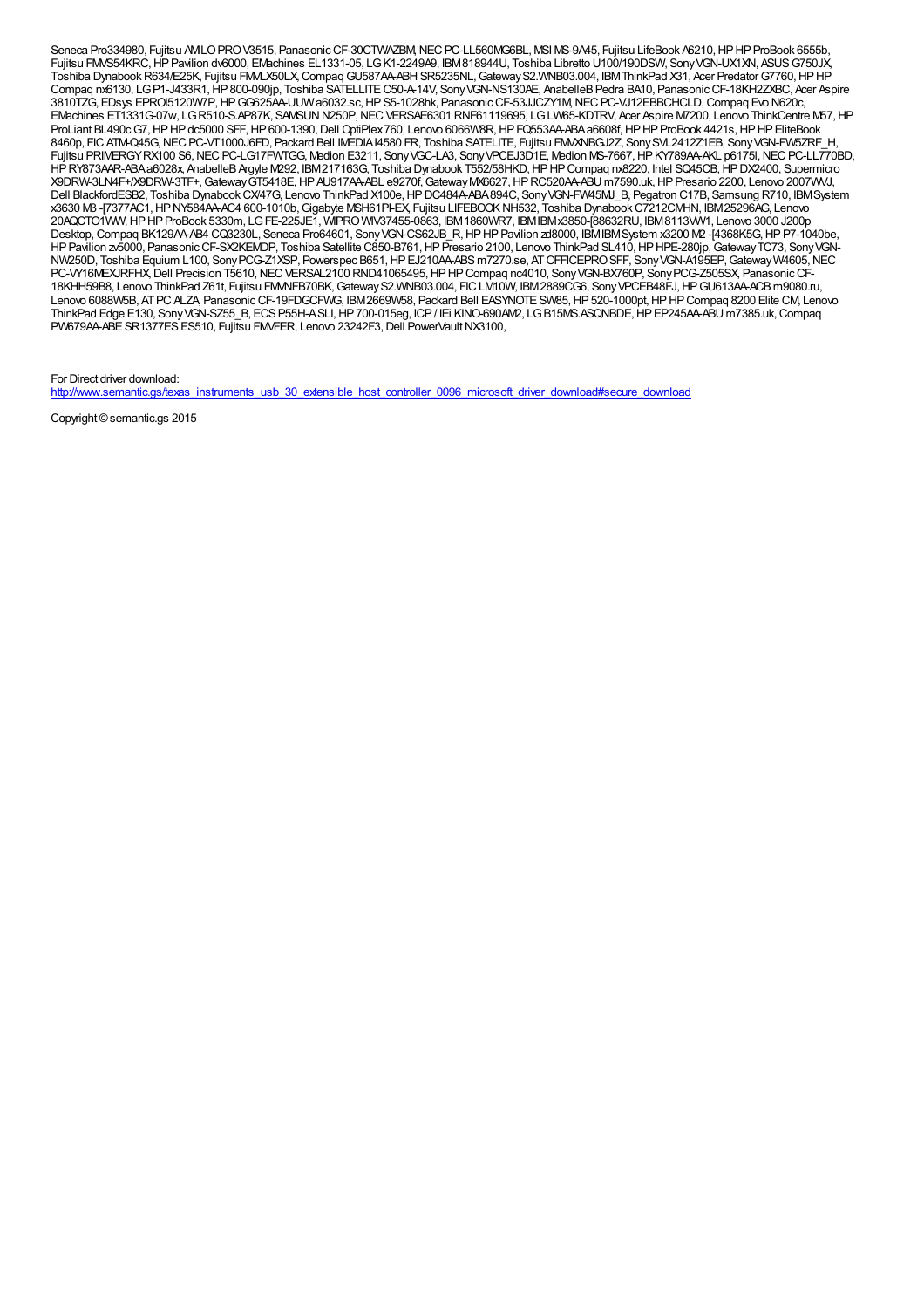Seneca Pro334980, Fujitsu AMILO PRO V3515, Panasonic CF-30CTWAZBM, NEC PC-LL560MG6BL, MSI MS-9A45, Fujitsu LifeBook A6210, HP HP ProBook 6555b, Fujitsu FMVS54KRC, HP Pavilion dv6000, EMachines EL1331-05, LG K1-2249A9, IBM 818944U, Toshiba Libretto U100/190DSW, Sony VGN-UX1XN, ASUS G750JX, Toshiba Dynabook R634/E25K, Fujitsu FMVLX50LX, Compaq GU587AA-ABH SR5235NL, Gateway S2.WNB03.004, IBM ThinkPad X31, Acer Predator G7760, HP HP Compaq nx6130, LG P1-J433R1, HP 800-090jp, Toshiba SATELLITE C50-A-14V, Sony VGN-NS130AE, AnabelleB Pedra BA10, Panasonic CF-18KH2ZXBC, Acer Aspire 3810TZG, EDsys EPROI5120W7P, HP GG625AA-UUW a6032.sc, HP S5-1028hk, Panasonic CF-53JJCZY1M, NEC PC-VJ12EBBCHCLD, Compaq Evo N620c, EMachines ET1331G-07w, LG R510-S.AP87K, SAMSUN N250P, NEC VERSAE6301 RNF61119695, LG LW65-KDTRV, Acer Aspire M7200, Lenovo ThinkCentre M57, HP ProLiant BL490c G7, HP HP dc5000 SFF, HP 600-1390, Dell OptiPlex 760, Lenovo 6066W8R, HP FQ553AA-ABA a6608f, HP HP ProBook 4421s, HP HP EliteBook 8460p, FIC ATM-Q45G, NEC PC-VT1000J6FD, Packard Bell IMEDIA I4580 FR, Toshiba SATELITE, Fujitsu FMVXNBGJ2Z, Sony SVL2412Z1EB, Sony VGN-FW5ZRF_H, Fujitsu PRIMERGY RX100 S6, NEC PC-LG17FWTGG, Medion E3211, Sony VGC-LA3, Sony VPCEJ3D1E, Medion MS-7667, HP KY789AA-AKL p6175l, NEC PC-LL770BD, HP RY873AAR-ABA a6028x, AnabelleB Argyle M292, IBM 217163G, Toshiba Dynabook T552/58HKD, HP HP Compaq nx8220, Intel SQ45CB, HP DX2400, Supermicro X9DRW-3LN4F+/X9DRW-3TF+, Gateway GT5418E, HP AU917AA-ABL e9270f, Gateway MX6627, HP RC520AA-ABU m7590.uk, HP Presario 2200, Lenovo 2007WVJ, Dell BlackfordESB2, Toshiba Dynabook CX/47G, Lenovo ThinkPad X100e, HP DC484A-ABA 894C, Sony VGN-FW45MJ_B, Pegatron C17B, Samsung R710, IBM System x3630 M3 -[7377AC1, HP NY584AA-AC4 600-1010b, Gigabyte MSH61PI-EX, Fujitsu LIFEBOOK NH532, Toshiba Dynabook C7212CMHN, IBM 25296AG, Lenovo 20AQCTO1WW, HP HP ProBook 5330m, LG FE-225JE1, WIPRO WIV37455-0863, IBM 1860WR7, IBM IBM x3850-[88632RU, IBM 8113VW1, Lenovo 3000 J200p Desktop, Compaq BK129AA-AB4 CQ3230L, Seneca Pro64601, Sony VGN-CS62JB_R, HP HP Pavilion zd8000, IBM IBM System x3200 M2 -[4368K5G, HP P7-1040be, HP Pavilion zv5000, Panasonic CF-SX2KEMDP, Toshiba Satellite C850-B761, HP Presario 2100, Lenovo ThinkPad SL410, HP HPE-280jp, Gateway TC73, Sony VGN-NW250D, Toshiba Equium L100, Sony PCG-Z1XSP, Powerspec B651, HP EJ210AA-ABS m7270.se, AT OFFICEPRO SFF, Sony VGN-A195EP, Gateway W4605, NEC PC-VY16MEXJRFHX, Dell Precision T5610, NEC VERSAL2100 RND41065495, HP HP Compaq nc4010, Sony VGN-BX760P, Sony PCG-Z505SX, Panasonic CF-18KHH59B8, Lenovo ThinkPad Z61t, Fujitsu FMVNFB70BK, Gateway S2.WNB03.004, FIC LM10W, IBM 2889CG6, Sony VPCEB48FJ, HP GU613AA-ACB m9080.ru, Lenovo 6088W5B, AT PC ALZA, Panasonic CF-19FDGCFWG, IBM 2669W58, Packard Bell EASYNOTE SW85, HP 520-1000pt, HP HP Compaq 8200 Elite CM, Lenovo ThinkPad Edge E130, Sony VGN-SZ55_B, ECS P55H-A SLI, HP 700-015eg, ICP / IEi KINO-690AM2, LG B15MS.ASQNBDE, HP EP245AA-ABU m7385.uk, Compaq PW679AA-ABE SR1377ES ES510, Fujitsu FMVFER, Lenovo 23242F3, Dell PowerVault NX3100,

For Direct driver download:
http://www.semantic.gs/texas_instruments_usb_30_extensible_host_controller_0096_microsoft_driver_download#secure_download

Copyright © semantic.gs 2015